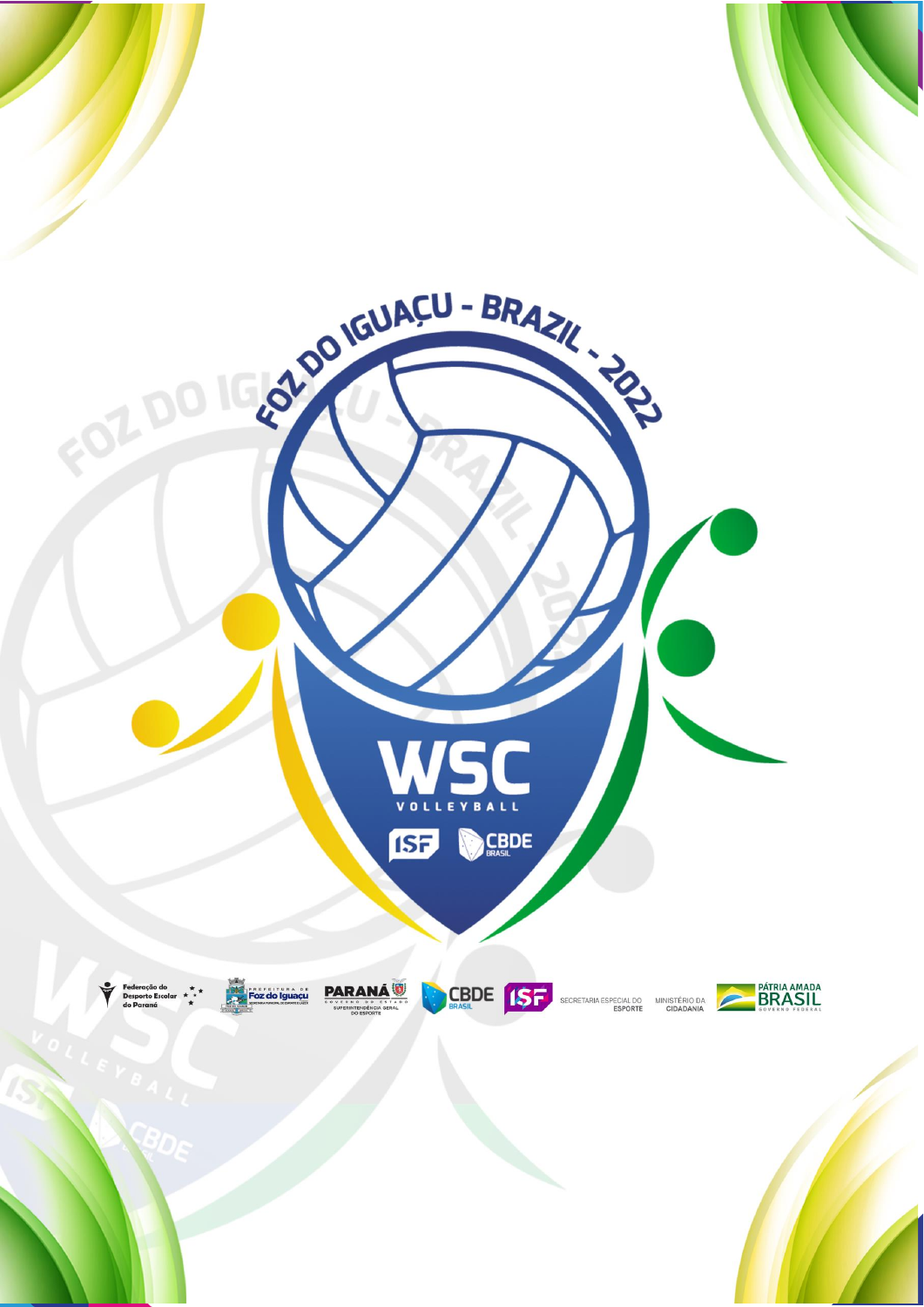FOZ DO IGUAÇU - BRAZIL - 2022

WSC

VOLLEYBALL

ISF CBDE BRASIL

Federação do Desporto Escolar do Paraná

Prefeitura de Foz do Iguaçu

PARANÁ Governo do Estado Superintendência Geral do Esporte

CBDE BRASIL

ISF

SECRETARIA ESPECIAL DO ESPORTE

MINISTÉRIO DA CIDADANIA

PÁTRIA AMADA BRASIL GOVERNO FEDERAL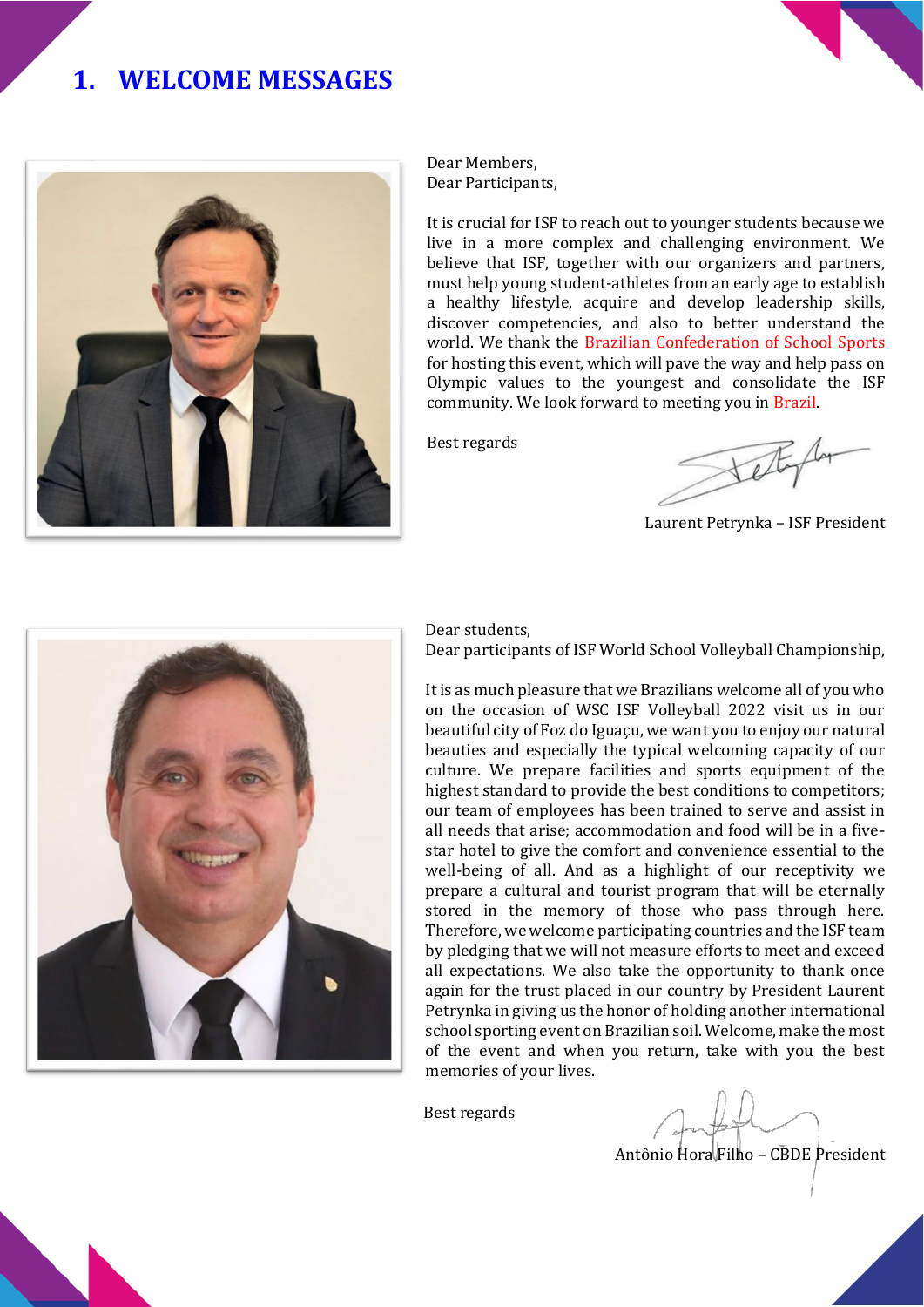# 1. WELCOME MESSAGES

Dear Members,
Dear Participants,

It is crucial for ISF to reach out to younger students because we live in a more complex and challenging environment. We believe that ISF, together with our organizers and partners, must help young student-athletes from an early age to establish a healthy lifestyle, acquire and develop leadership skills, discover competencies, and also to better understand the world. We thank the Brazilian Confederation of School Sports for hosting this event, which will pave the way and help pass on Olympic values to the youngest and consolidate the ISF community. We look forward to meeting you in Brazil.

Best regards

Laurent Petrynka – ISF President

Dear students,
Dear participants of ISF World School Volleyball Championship,

It is as much pleasure that we Brazilians welcome all of you who on the occasion of WSC ISF Volleyball 2022 visit us in our beautiful city of Foz do Iguaçu, we want you to enjoy our natural beauties and especially the typical welcoming capacity of our culture. We prepare facilities and sports equipment of the highest standard to provide the best conditions to competitors; our team of employees has been trained to serve and assist in all needs that arise; accommodation and food will be in a five-star hotel to give the comfort and convenience essential to the well-being of all. And as a highlight of our receptivity we prepare a cultural and tourist program that will be eternally stored in the memory of those who pass through here. Therefore, we welcome participating countries and the ISF team by pledging that we will not measure efforts to meet and exceed all expectations. We also take the opportunity to thank once again for the trust placed in our country by President Laurent Petrynka in giving us the honor of holding another international school sporting event on Brazilian soil. Welcome, make the most of the event and when you return, take with you the best memories of your lives.

Best regards

Antônio Hora Filho – CBDE President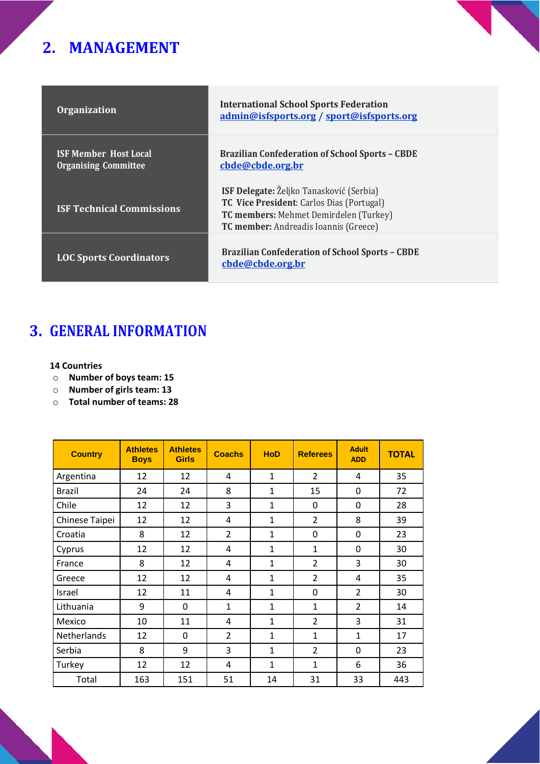## 2. MANAGEMENT

| | |
|---|---|
| **Organization** | **International School Sports Federation** admin@isfsports.org / sport@isfsports.org |
| **ISF Member Host Local Organising Committee** | **Brazilian Confederation of School Sports – CBDE** cbde@cbde.org.br |
| **ISF Technical Commissions** | **ISF Delegate:** Željko Tanasković (Serbia)<br>**TC Vice President**: Carlos Dias (Portugal)<br>**TC members:** Mehmet Demirdelen (Turkey)<br>**TC member:** Andreadis Ioannis (Greece) |
| **LOC Sports Coordinators** | **Brazilian Confederation of School Sports – CBDE** cbde@cbde.org.br |

## 3. GENERAL INFORMATION

**14 Countries**

- **Number of boys team: 15**
- **Number of girls team: 13**
- **Total number of teams: 28**

| Country | Athletes Boys | Athletes Girls | Coachs | HoD | Referees | Adult ADD | TOTAL |
|---|---|---|---|---|---|---|---|
| Argentina | 12 | 12 | 4 | 1 | 2 | 4 | 35 |
| Brazil | 24 | 24 | 8 | 1 | 15 | 0 | 72 |
| Chile | 12 | 12 | 3 | 1 | 0 | 0 | 28 |
| Chinese Taipei | 12 | 12 | 4 | 1 | 2 | 8 | 39 |
| Croatia | 8 | 12 | 2 | 1 | 0 | 0 | 23 |
| Cyprus | 12 | 12 | 4 | 1 | 1 | 0 | 30 |
| France | 8 | 12 | 4 | 1 | 2 | 3 | 30 |
| Greece | 12 | 12 | 4 | 1 | 2 | 4 | 35 |
| Israel | 12 | 11 | 4 | 1 | 0 | 2 | 30 |
| Lithuania | 9 | 0 | 1 | 1 | 1 | 2 | 14 |
| Mexico | 10 | 11 | 4 | 1 | 2 | 3 | 31 |
| Netherlands | 12 | 0 | 2 | 1 | 1 | 1 | 17 |
| Serbia | 8 | 9 | 3 | 1 | 2 | 0 | 23 |
| Turkey | 12 | 12 | 4 | 1 | 1 | 6 | 36 |
| Total | 163 | 151 | 51 | 14 | 31 | 33 | 443 |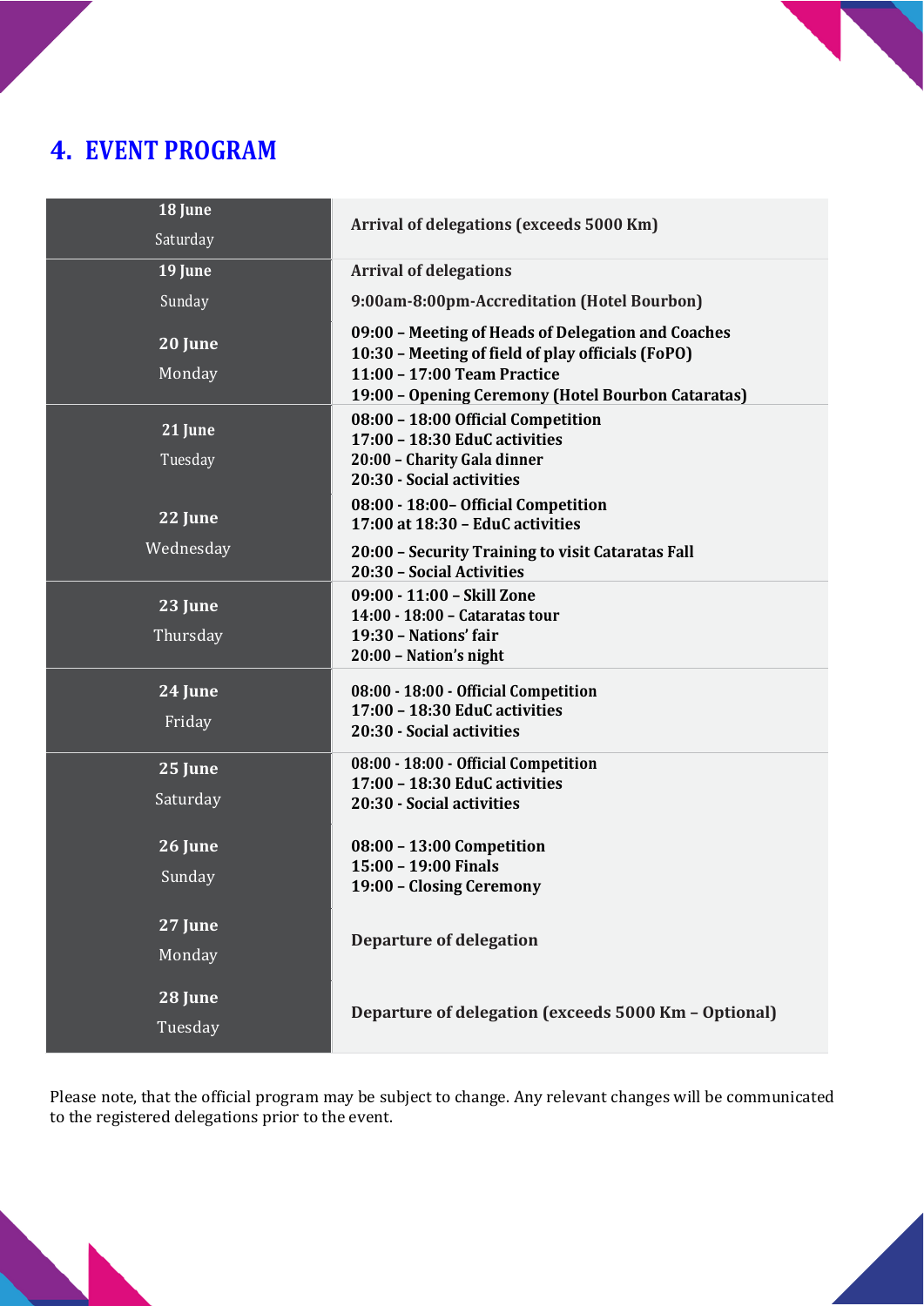## 4. EVENT PROGRAM

| Date | Program |
|---|---|
| **18 June** Saturday | **Arrival of delegations (exceeds 5000 Km)** |
| **19 June** Sunday | **Arrival of delegations**<br>**9:00am-8:00pm-Accreditation (Hotel Bourbon)** |
| **20 June** Monday | **09:00 – Meeting of Heads of Delegation and Coaches**<br>**10:30 – Meeting of field of play officials (FoPO)**<br>**11:00 – 17:00 Team Practice**<br>**19:00 – Opening Ceremony (Hotel Bourbon Cataratas)** |
| **21 June** Tuesday | **08:00 – 18:00 Official Competition**<br>**17:00 – 18:30 EduC activities**<br>**20:00 – Charity Gala dinner**<br>**20:30 - Social activities** |
| **22 June** Wednesday | **08:00 - 18:00– Official Competition**<br>**17:00 at 18:30 – EduC activities**<br>**20:00 – Security Training to visit Cataratas Fall**<br>**20:30 – Social Activities** |
| **23 June** Thursday | **09:00 - 11:00 – Skill Zone**<br>**14:00 - 18:00 – Cataratas tour**<br>**19:30 – Nations' fair**<br>**20:00 – Nation's night** |
| **24 June** Friday | **08:00 - 18:00 - Official Competition**<br>**17:00 – 18:30 EduC activities**<br>**20:30 - Social activities** |
| **25 June** Saturday | **08:00 - 18:00 - Official Competition**<br>**17:00 – 18:30 EduC activities**<br>**20:30 - Social activities** |
| **26 June** Sunday | **08:00 – 13:00 Competition**<br>**15:00 – 19:00 Finals**<br>**19:00 – Closing Ceremony** |
| **27 June** Monday | **Departure of delegation** |
| **28 June** Tuesday | **Departure of delegation (exceeds 5000 Km – Optional)** |

Please note, that the official program may be subject to change. Any relevant changes will be communicated to the registered delegations prior to the event.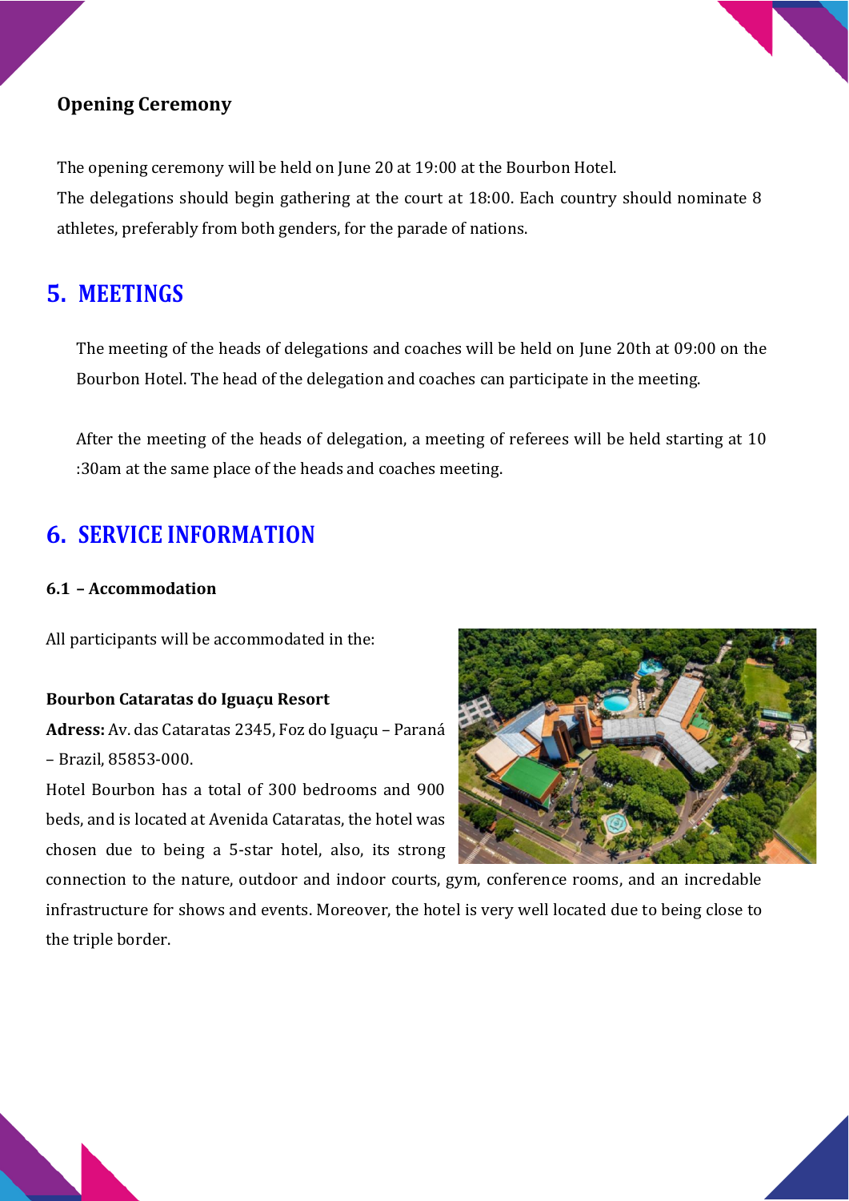### Opening Ceremony

The opening ceremony will be held on June 20 at 19:00 at the Bourbon Hotel.
The delegations should begin gathering at the court at 18:00. Each country should nominate 8 athletes, preferably from both genders, for the parade of nations.

## 5. MEETINGS

The meeting of the heads of delegations and coaches will be held on June 20th at 09:00 on the Bourbon Hotel. The head of the delegation and coaches can participate in the meeting.

After the meeting of the heads of delegation, a meeting of referees will be held starting at 10 :30am at the same place of the heads and coaches meeting.

## 6. SERVICE INFORMATION

### 6.1 – Accommodation

All participants will be accommodated in the:

**Bourbon Cataratas do Iguaçu Resort**
**Adress:** Av. das Cataratas 2345, Foz do Iguaçu – Paraná – Brazil, 85853-000.
Hotel Bourbon has a total of 300 bedrooms and 900 beds, and is located at Avenida Cataratas, the hotel was chosen due to being a 5-star hotel, also, its strong connection to the nature, outdoor and indoor courts, gym, conference rooms, and an incredable infrastructure for shows and events. Moreover, the hotel is very well located due to being close to the triple border.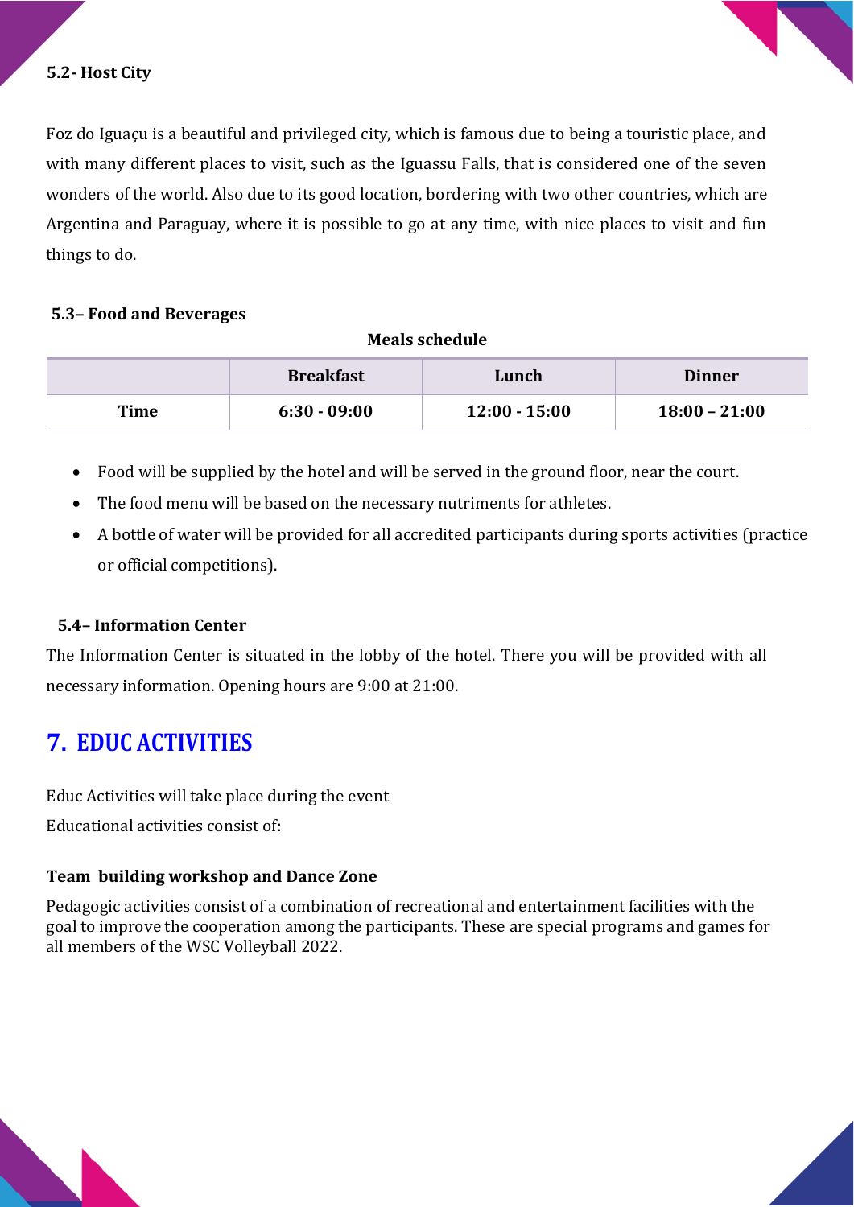### 5.2- Host City

Foz do Iguaçu is a beautiful and privileged city, which is famous due to being a touristic place, and with many different places to visit, such as the Iguassu Falls, that is considered one of the seven wonders of the world. Also due to its good location, bordering with two other countries, which are Argentina and Paraguay, where it is possible to go at any time, with nice places to visit and fun things to do.

### 5.3– Food and Beverages

**Meals schedule**

| | Breakfast | Lunch | Dinner |
|---|---|---|---|
| **Time** | **6:30 - 09:00** | **12:00 - 15:00** | **18:00 – 21:00** |

- Food will be supplied by the hotel and will be served in the ground floor, near the court.
- The food menu will be based on the necessary nutriments for athletes.
- A bottle of water will be provided for all accredited participants during sports activities (practice or official competitions).

### 5.4– Information Center

The Information Center is situated in the lobby of the hotel. There you will be provided with all necessary information. Opening hours are 9:00 at 21:00.

## 7. EDUC ACTIVITIES

Educ Activities will take place during the event

Educational activities consist of:

### Team building workshop and Dance Zone

Pedagogic activities consist of a combination of recreational and entertainment facilities with the goal to improve the cooperation among the participants. These are special programs and games for all members of the WSC Volleyball 2022.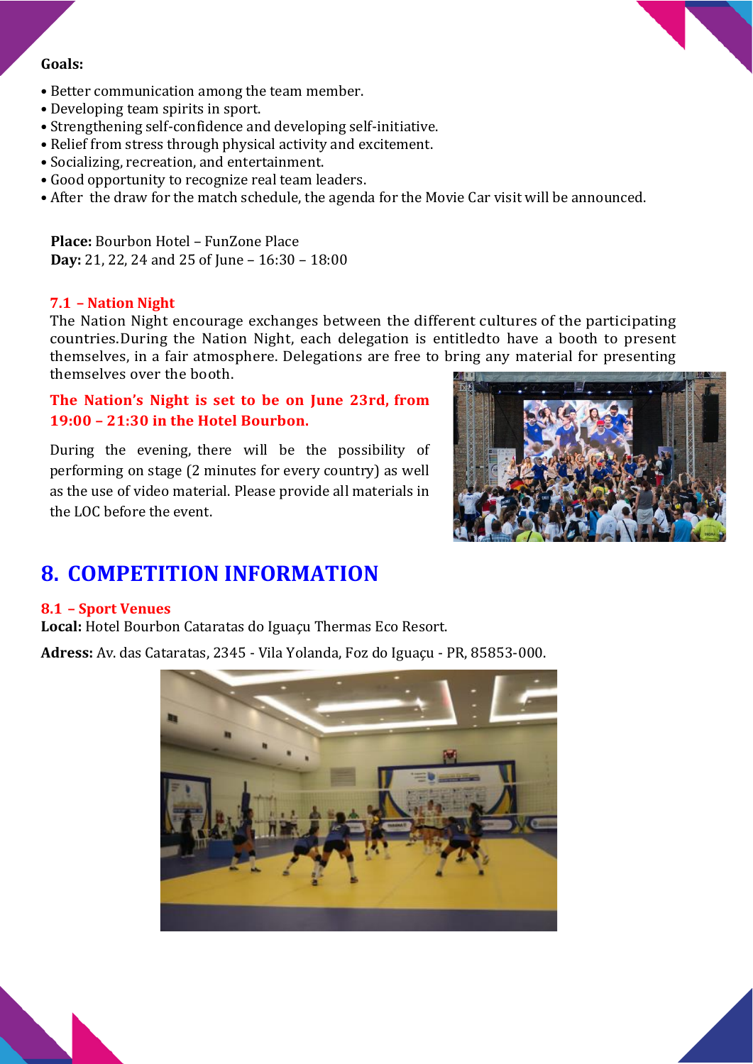**Goals:**

- Better communication among the team member.
- Developing team spirits in sport.
- Strengthening self-confidence and developing self-initiative.
- Relief from stress through physical activity and excitement.
- Socializing, recreation, and entertainment.
- Good opportunity to recognize real team leaders.
- After the draw for the match schedule, the agenda for the Movie Car visit will be announced.

**Place:** Bourbon Hotel – FunZone Place
**Day:** 21, 22, 24 and 25 of June – 16:30 – 18:00

### 7.1 – Nation Night

The Nation Night encourage exchanges between the different cultures of the participating countries.During the Nation Night, each delegation is entitledto have a booth to present themselves, in a fair atmosphere. Delegations are free to bring any material for presenting themselves over the booth.

**The Nation's Night is set to be on June 23rd, from 19:00 – 21:30 in the Hotel Bourbon.**

During the evening, there will be the possibility of performing on stage (2 minutes for every country) as well as the use of video material. Please provide all materials in the LOC before the event.

## 8. COMPETITION INFORMATION

### 8.1 – Sport Venues

**Local:** Hotel Bourbon Cataratas do Iguaçu Thermas Eco Resort.

**Adress:** Av. das Cataratas, 2345 - Vila Yolanda, Foz do Iguaçu - PR, 85853-000.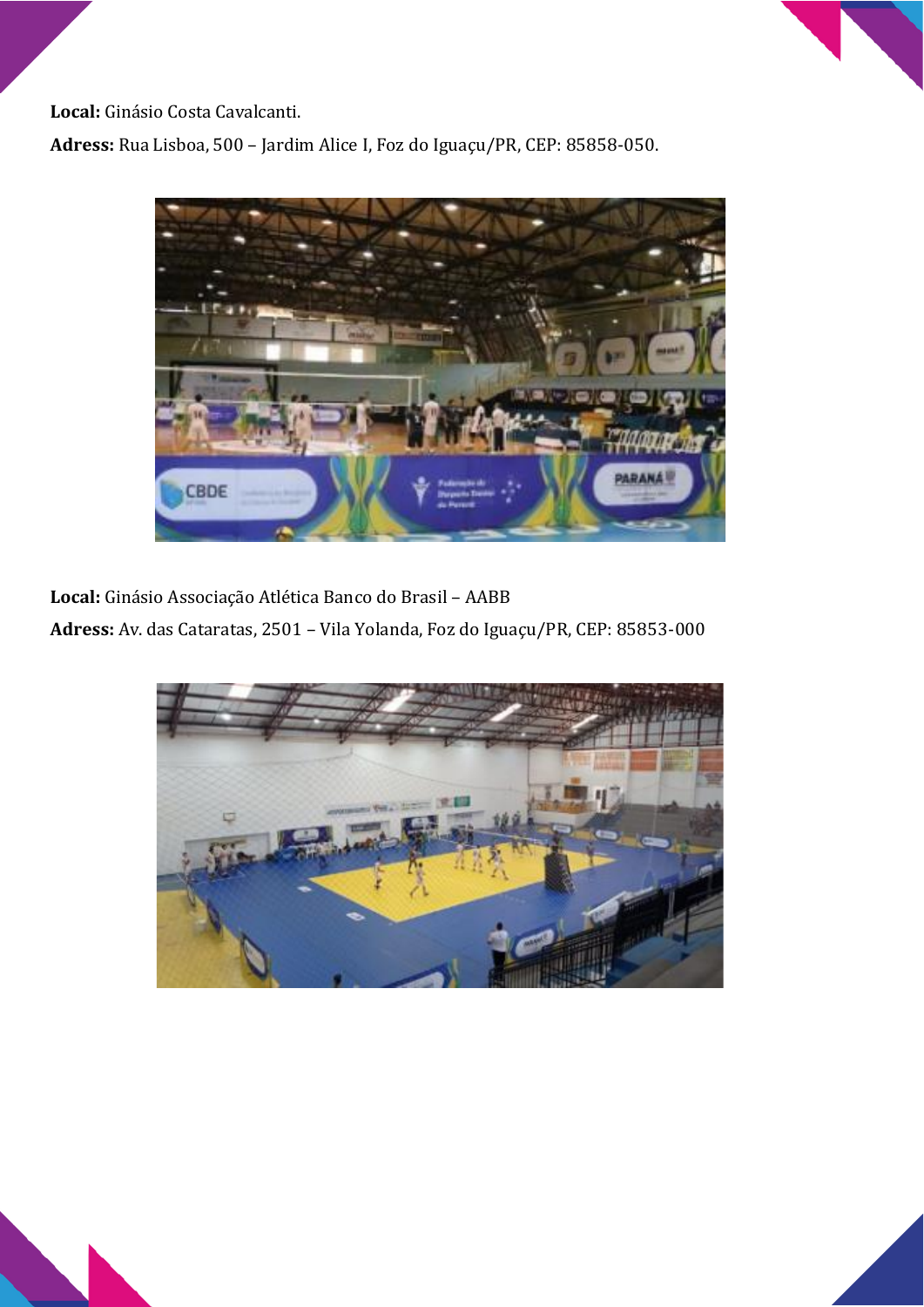**Local:** Ginásio Costa Cavalcanti.

**Adress:** Rua Lisboa, 500 – Jardim Alice I, Foz do Iguaçu/PR, CEP: 85858-050.

**Local:** Ginásio Associação Atlética Banco do Brasil – AABB

**Adress:** Av. das Cataratas, 2501 – Vila Yolanda, Foz do Iguaçu/PR, CEP: 85853-000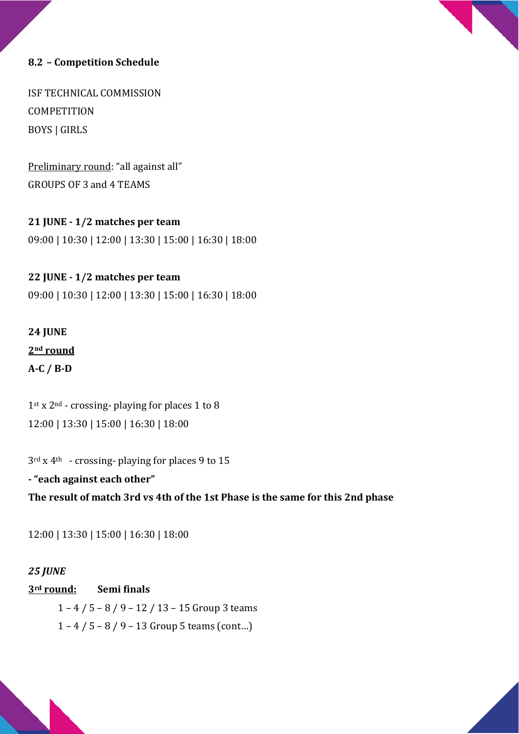### 8.2 – Competition Schedule

ISF TECHNICAL COMMISSION

COMPETITION

BOYS | GIRLS

<u>Preliminary round</u>: “all against all”

GROUPS OF 3 and 4 TEAMS

**21 JUNE - 1/2 matches per team**

09:00 | 10:30 | 12:00 | 13:30 | 15:00 | 16:30 | 18:00

**22 JUNE - 1/2 matches per team**

09:00 | 10:30 | 12:00 | 13:30 | 15:00 | 16:30 | 18:00

**24 JUNE**

**<u>2nd round</u>**

**A-C / B-D**

1st x 2nd - crossing- playing for places 1 to 8

12:00 | 13:30 | 15:00 | 16:30 | 18:00

3rd x 4th - crossing- playing for places 9 to 15

**- “each against each other”**

**The result of match 3rd vs 4th of the 1st Phase is the same for this 2nd phase**

12:00 | 13:30 | 15:00 | 16:30 | 18:00

***25 JUNE***

**<u>3rd round:</u>** **Semi finals**

1 – 4 / 5 – 8 / 9 – 12 / 13 – 15 Group 3 teams

1 – 4 / 5 – 8 / 9 – 13 Group 5 teams (cont…)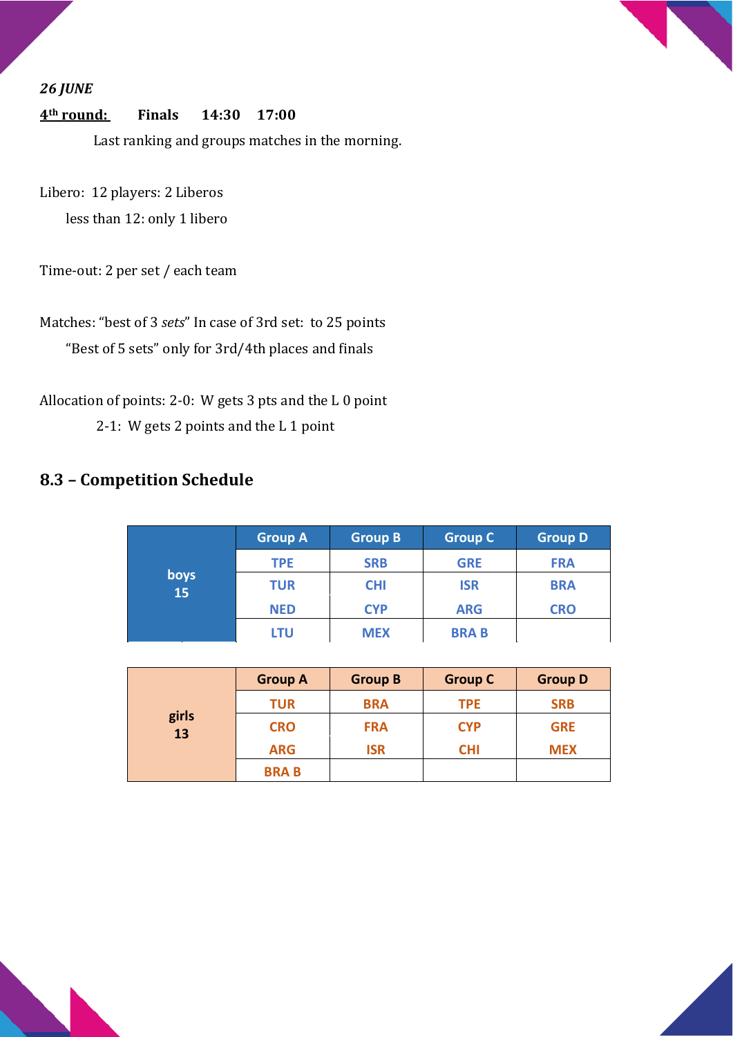*26 JUNE*

**4th round:** **Finals 14:30 17:00**

Last ranking and groups matches in the morning.

Libero: 12 players: 2 Liberos

less than 12: only 1 libero

Time-out: 2 per set / each team

Matches: "best of 3 *sets*" In case of 3rd set: to 25 points

"Best of 5 sets" only for 3rd/4th places and finals

Allocation of points: 2-0: W gets 3 pts and the L 0 point

2-1: W gets 2 points and the L 1 point

## 8.3 – Competition Schedule

| boys 15 | Group A | Group B | Group C | Group D |
|---|---|---|---|---|
| | TPE | SRB | GRE | FRA |
| | TUR | CHI | ISR | BRA |
| | NED | CYP | ARG | CRO |
| | LTU | MEX | BRA B | |

| girls 13 | Group A | Group B | Group C | Group D |
|---|---|---|---|---|
| | TUR | BRA | TPE | SRB |
| | CRO | FRA | CYP | GRE |
| | ARG | ISR | CHI | MEX |
| | BRA B | | | |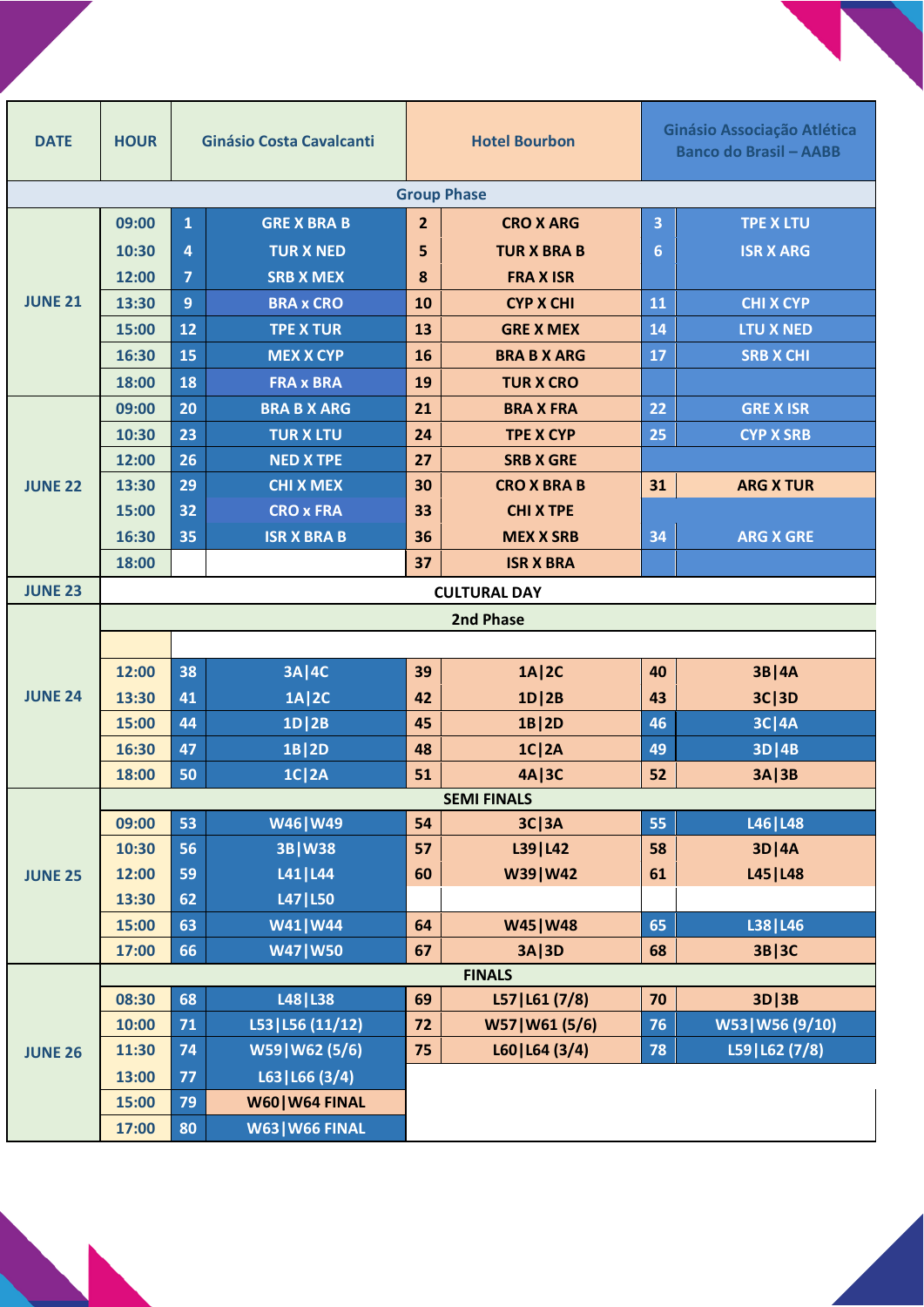| DATE | HOUR | Ginásio Costa Cavalcanti | | Hotel Bourbon | | Ginásio Associação Atlética Banco do Brasil – AABB | |
|---|---|---|---|---|---|---|---|
| **Group Phase** | | | | | | | |
| JUNE 21 | 09:00 | 1 | GRE X BRA B | 2 | CRO X ARG | 3 | TPE X LTU |
| | 10:30 | 4 | TUR X NED | 5 | TUR X BRA B | 6 | ISR X ARG |
| | 12:00 | 7 | SRB X MEX | 8 | FRA X ISR | | |
| | 13:30 | 9 | BRA x CRO | 10 | CYP X CHI | 11 | CHI X CYP |
| | 15:00 | 12 | TPE X TUR | 13 | GRE X MEX | 14 | LTU X NED |
| | 16:30 | 15 | MEX X CYP | 16 | BRA B X ARG | 17 | SRB X CHI |
| | 18:00 | 18 | FRA x BRA | 19 | TUR X CRO | | |
| JUNE 22 | 09:00 | 20 | BRA B X ARG | 21 | BRA X FRA | 22 | GRE X ISR |
| | 10:30 | 23 | TUR X LTU | 24 | TPE X CYP | 25 | CYP X SRB |
| | 12:00 | 26 | NED X TPE | 27 | SRB X GRE | | |
| | 13:30 | 29 | CHI X MEX | 30 | CRO X BRA B | 31 | ARG X TUR |
| | 15:00 | 32 | CRO x FRA | 33 | CHI X TPE | | |
| | 16:30 | 35 | ISR X BRA B | 36 | MEX X SRB | 34 | ARG X GRE |
| | 18:00 | | | 37 | ISR X BRA | | |
| JUNE 23 | **CULTURAL DAY** | | | | | | |
| **2nd Phase** | | | | | | | |
| JUNE 24 | 12:00 | 38 | 3A\|4C | 39 | 1A\|2C | 40 | 3B\|4A |
| | 13:30 | 41 | 1A\|2C | 42 | 1D\|2B | 43 | 3C\|3D |
| | 15:00 | 44 | 1D\|2B | 45 | 1B\|2D | 46 | 3C\|4A |
| | 16:30 | 47 | 1B\|2D | 48 | 1C\|2A | 49 | 3D\|4B |
| | 18:00 | 50 | 1C\|2A | 51 | 4A\|3C | 52 | 3A\|3B |
| **SEMI FINALS** | | | | | | | |
| JUNE 25 | 09:00 | 53 | W46\|W49 | 54 | 3C\|3A | 55 | L46\|L48 |
| | 10:30 | 56 | 3B\|W38 | 57 | L39\|L42 | 58 | 3D\|4A |
| | 12:00 | 59 | L41\|L44 | 60 | W39\|W42 | 61 | L45\|L48 |
| | 13:30 | 62 | L47\|L50 | | | | |
| | 15:00 | 63 | W41\|W44 | 64 | W45\|W48 | 65 | L38\|L46 |
| | 17:00 | 66 | W47\|W50 | 67 | 3A\|3D | 68 | 3B\|3C |
| **FINALS** | | | | | | | |
| JUNE 26 | 08:30 | 68 | L48\|L38 | 69 | L57\|L61 (7/8) | 70 | 3D\|3B |
| | 10:00 | 71 | L53\|L56 (11/12) | 72 | W57\|W61 (5/6) | 76 | W53\|W56 (9/10) |
| | 11:30 | 74 | W59\|W62 (5/6) | 75 | L60\|L64 (3/4) | 78 | L59\|L62 (7/8) |
| | 13:00 | 77 | L63\|L66 (3/4) | | | | |
| | 15:00 | 79 | W60\|W64 FINAL | | | | |
| | 17:00 | 80 | W63\|W66 FINAL | | | | |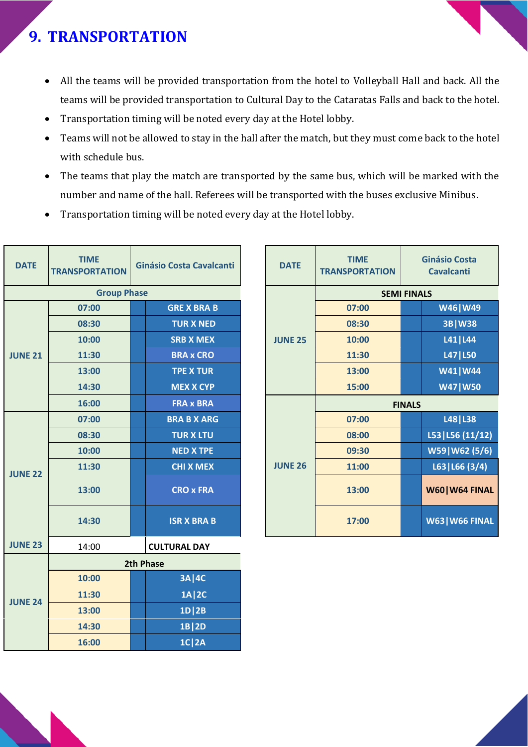# 9. TRANSPORTATION

- All the teams will be provided transportation from the hotel to Volleyball Hall and back. All the teams will be provided transportation to Cultural Day to the Cataratas Falls and back to the hotel.
- Transportation timing will be noted every day at the Hotel lobby.
- Teams will not be allowed to stay in the hall after the match, but they must come back to the hotel with schedule bus.
- The teams that play the match are transported by the same bus, which will be marked with the number and name of the hall. Referees will be transported with the buses exclusive Minibus.
- Transportation timing will be noted every day at the Hotel lobby.

| DATE | TIME TRANSPORTATION | Ginásio Costa Cavalcanti |
|---|---|---|
| | **Group Phase** | |
| JUNE 21 | 07:00 | GRE X BRA B |
| | 08:30 | TUR X NED |
| | 10:00 | SRB X MEX |
| | 11:30 | BRA x CRO |
| | 13:00 | TPE X TUR |
| | 14:30 | MEX X CYP |
| | 16:00 | FRA x BRA |
| JUNE 22 | 07:00 | BRA B X ARG |
| | 08:30 | TUR X LTU |
| | 10:00 | NED X TPE |
| | 11:30 | CHI X MEX |
| | 13:00 | CRO x FRA |
| | 14:30 | ISR X BRA B |
| JUNE 23 | 14:00 | CULTURAL DAY |
| | **2th Phase** | |
| JUNE 24 | 10:00 | 3A\|4C |
| | 11:30 | 1A\|2C |
| | 13:00 | 1D\|2B |
| | 14:30 | 1B\|2D |
| | 16:00 | 1C\|2A |

| DATE | TIME TRANSPORTATION | Ginásio Costa Cavalcanti |
|---|---|---|
| | **SEMI FINALS** | |
| JUNE 25 | 07:00 | W46\|W49 |
| | 08:30 | 3B\|W38 |
| | 10:00 | L41\|L44 |
| | 11:30 | L47\|L50 |
| | 13:00 | W41\|W44 |
| | 15:00 | W47\|W50 |
| | **FINALS** | |
| JUNE 26 | 07:00 | L48\|L38 |
| | 08:00 | L53\|L56 (11/12) |
| | 09:30 | W59\|W62 (5/6) |
| | 11:00 | L63\|L66 (3/4) |
| | 13:00 | W60\|W64 FINAL |
| | 17:00 | W63\|W66 FINAL |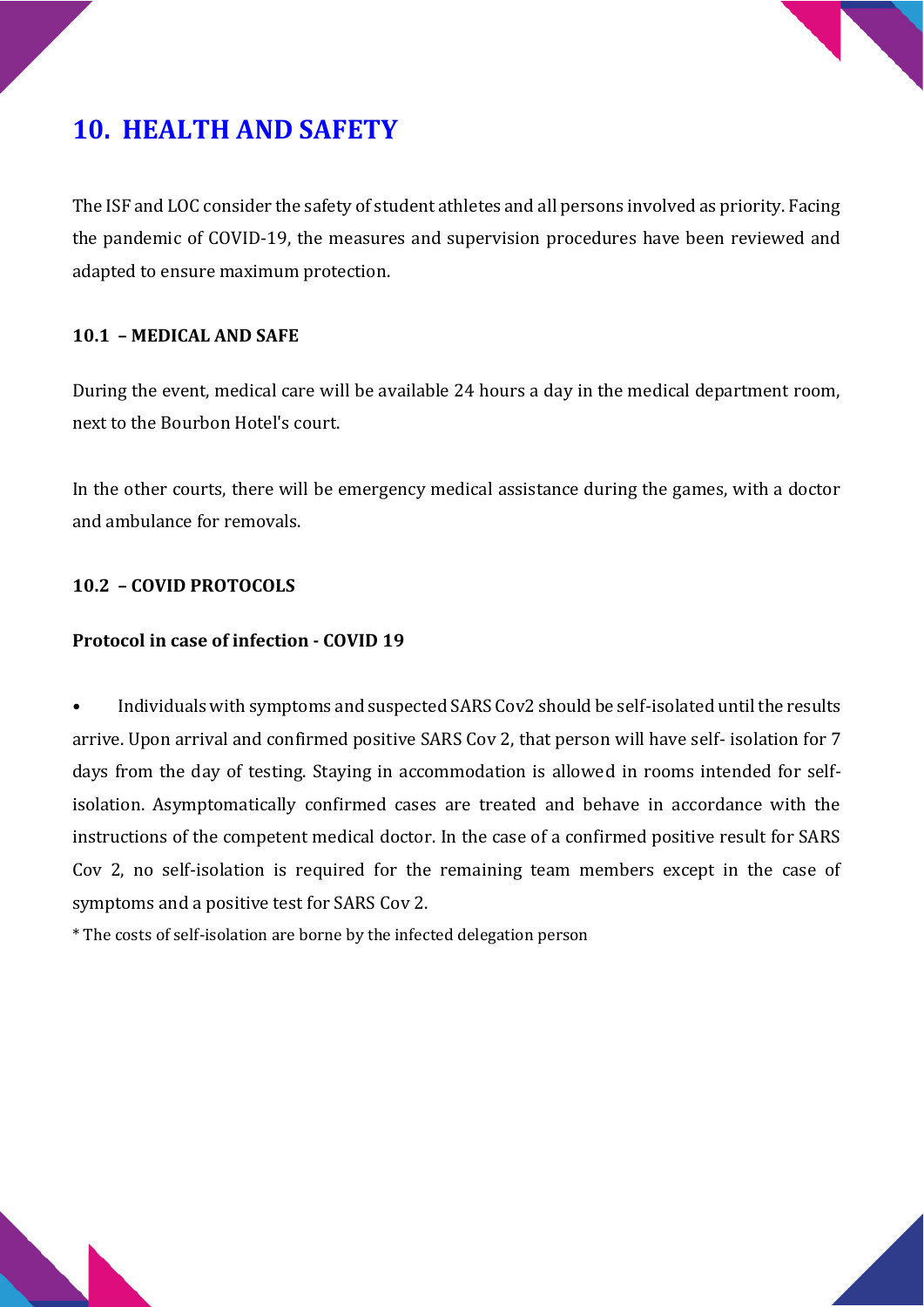# 10. HEALTH AND SAFETY

The ISF and LOC consider the safety of student athletes and all persons involved as priority. Facing the pandemic of COVID-19, the measures and supervision procedures have been reviewed and adapted to ensure maximum protection.

### 10.1 – MEDICAL AND SAFE

During the event, medical care will be available 24 hours a day in the medical department room, next to the Bourbon Hotel's court.

In the other courts, there will be emergency medical assistance during the games, with a doctor and ambulance for removals.

### 10.2 – COVID PROTOCOLS

**Protocol in case of infection - COVID 19**

- Individuals with symptoms and suspected SARS Cov2 should be self-isolated until the results arrive. Upon arrival and confirmed positive SARS Cov 2, that person will have self- isolation for 7 days from the day of testing. Staying in accommodation is allowed in rooms intended for self-isolation. Asymptomatically confirmed cases are treated and behave in accordance with the instructions of the competent medical doctor. In the case of a confirmed positive result for SARS Cov 2, no self-isolation is required for the remaining team members except in the case of symptoms and a positive test for SARS Cov 2.

* The costs of self-isolation are borne by the infected delegation person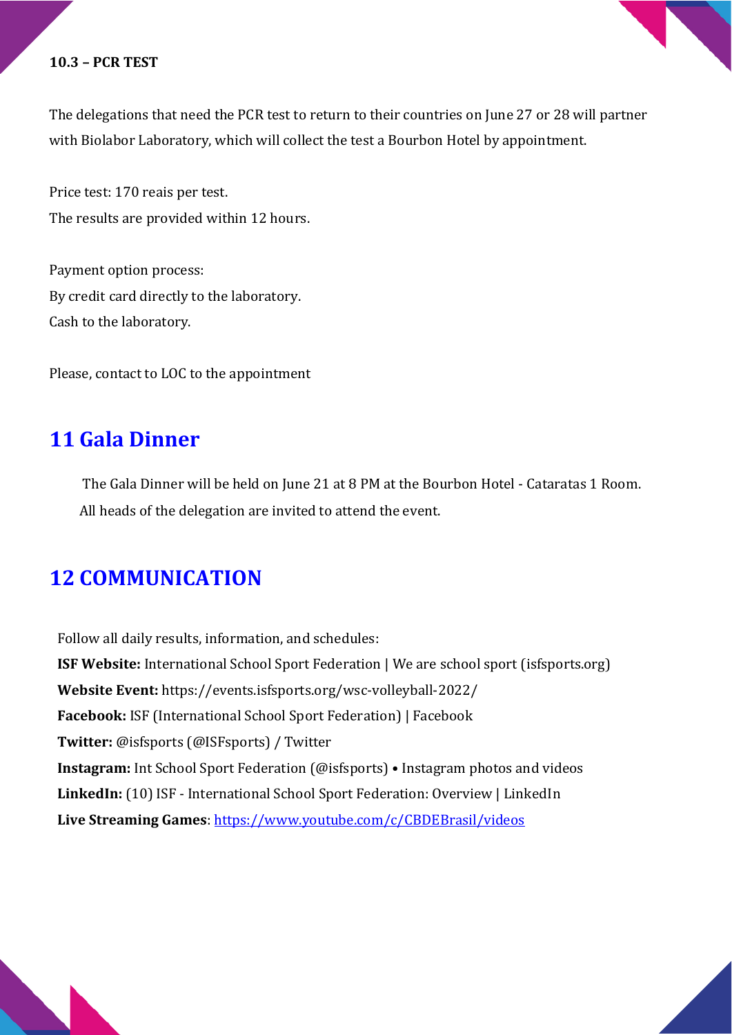### 10.3 – PCR TEST

The delegations that need the PCR test to return to their countries on June 27 or 28 will partner with Biolabor Laboratory, which will collect the test a Bourbon Hotel by appointment.

Price test: 170 reais per test.
The results are provided within 12 hours.

Payment option process:
By credit card directly to the laboratory.
Cash to the laboratory.

Please, contact to LOC to the appointment

## 11 Gala Dinner

The Gala Dinner will be held on June 21 at 8 PM at the Bourbon Hotel - Cataratas 1 Room.
All heads of the delegation are invited to attend the event.

## 12 COMMUNICATION

Follow all daily results, information, and schedules:
**ISF Website:** International School Sport Federation | We are school sport (isfsports.org)
**Website Event:** https://events.isfsports.org/wsc-volleyball-2022/
**Facebook:** ISF (International School Sport Federation) | Facebook
**Twitter:** @isfsports (@ISFsports) / Twitter
**Instagram:** Int School Sport Federation (@isfsports) • Instagram photos and videos
**LinkedIn:** (10) ISF - International School Sport Federation: Overview | LinkedIn
**Live Streaming Games**: https://www.youtube.com/c/CBDEBrasil/videos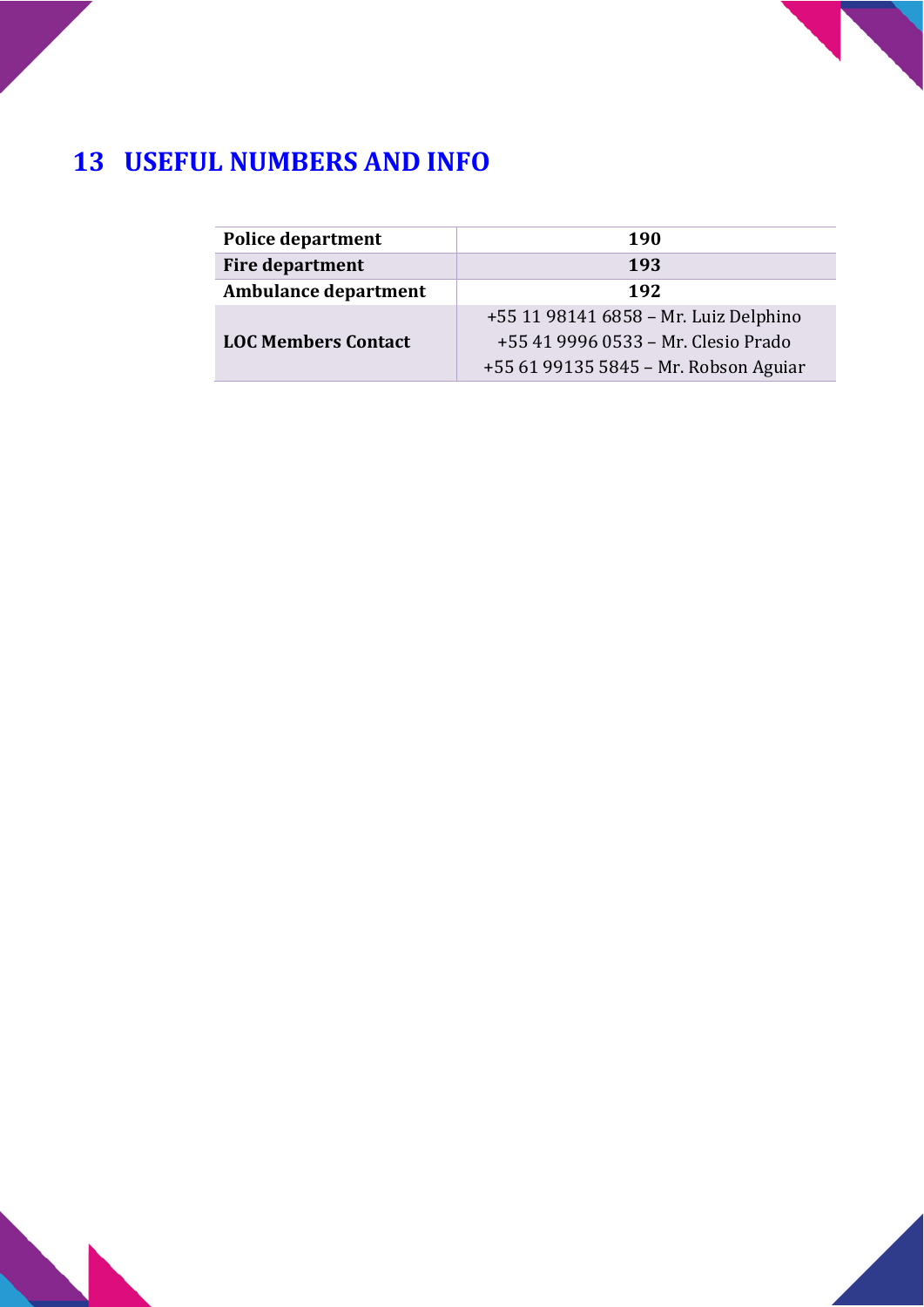# 13 USEFUL NUMBERS AND INFO

| | |
|---|---|
| **Police department** | **190** |
| **Fire department** | **193** |
| **Ambulance department** | **192** |
| **LOC Members Contact** | +55 11 98141 6858 – Mr. Luiz Delphino<br>+55 41 9996 0533 – Mr. Clesio Prado<br>+55 61 99135 5845 – Mr. Robson Aguiar |